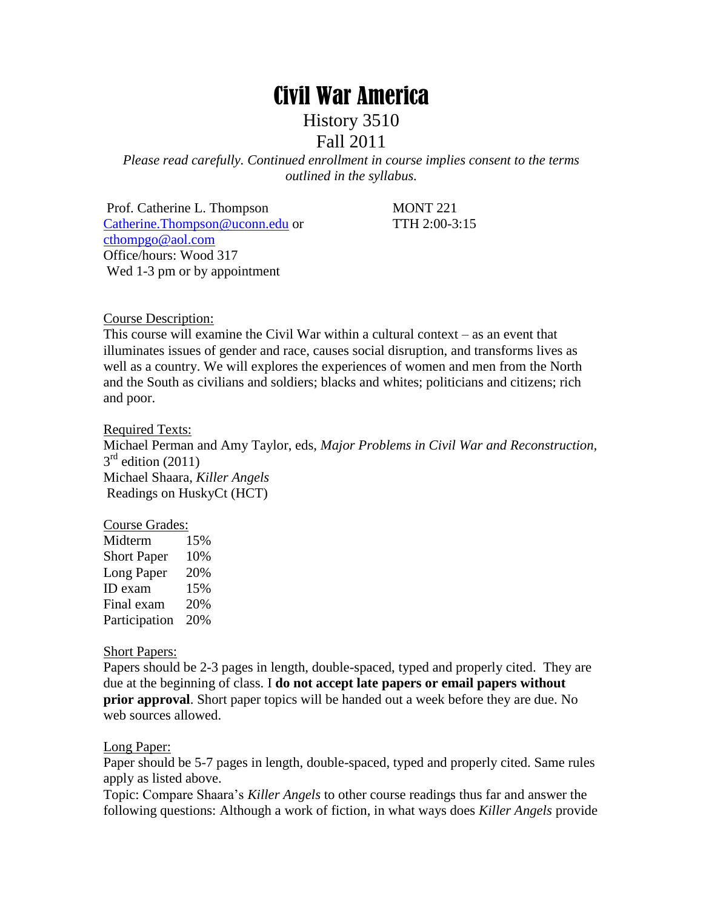# Civil War America

## History 3510

## Fall 2011

*Please read carefully. Continued enrollment in course implies consent to the terms outlined in the syllabus.*

Prof. Catherine L. Thompson
Catherine.Thompson@uconn.edu or cthompgo@aol.com
Office/hours: Wood 317
Wed 1-3 pm or by appointment

MONT 221
TTH 2:00-3:15

Course Description:

This course will examine the Civil War within a cultural context – as an event that illuminates issues of gender and race, causes social disruption, and transforms lives as well as a country. We will explores the experiences of women and men from the North and the South as civilians and soldiers; blacks and whites; politicians and citizens; rich and poor.

Required Texts:

Michael Perman and Amy Taylor, eds, *Major Problems in Civil War and Reconstruction*, 3rd edition (2011)
Michael Shaara, *Killer Angels*
Readings on HuskyCt (HCT)

Course Grades:

| | |
|---|---|
| Midterm | 15% |
| Short Paper | 10% |
| Long Paper | 20% |
| ID exam | 15% |
| Final exam | 20% |
| Participation | 20% |

Short Papers:

Papers should be 2-3 pages in length, double-spaced, typed and properly cited. They are due at the beginning of class. I **do not accept late papers or email papers without prior approval**. Short paper topics will be handed out a week before they are due. No web sources allowed.

Long Paper:

Paper should be 5-7 pages in length, double-spaced, typed and properly cited. Same rules apply as listed above.

Topic: Compare Shaara's *Killer Angels* to other course readings thus far and answer the following questions: Although a work of fiction, in what ways does *Killer Angels* provide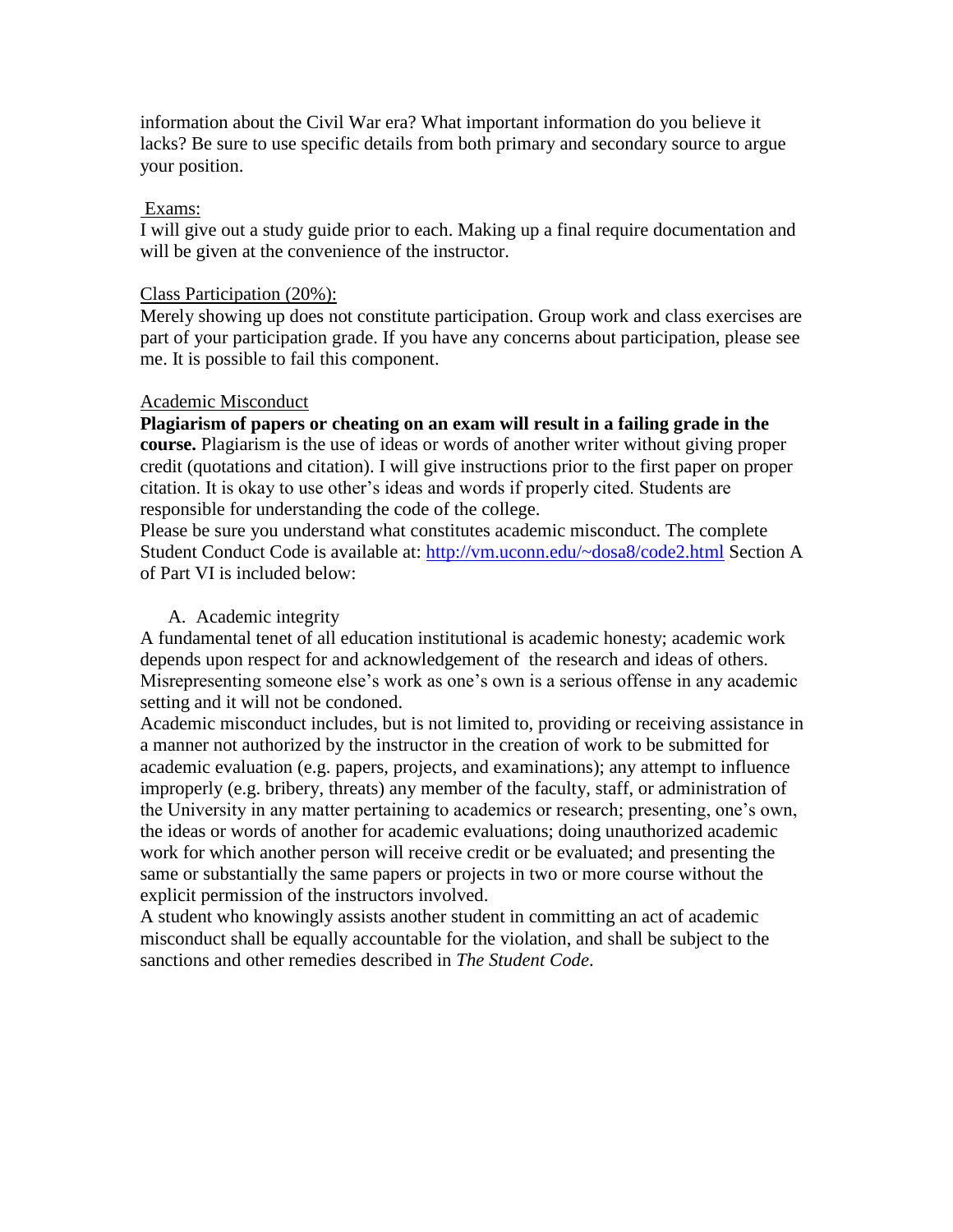information about the Civil War era? What important information do you believe it lacks? Be sure to use specific details from both primary and secondary source to argue your position.

Exams:

I will give out a study guide prior to each. Making up a final require documentation and will be given at the convenience of the instructor.

Class Participation (20%):

Merely showing up does not constitute participation. Group work and class exercises are part of your participation grade. If you have any concerns about participation, please see me. It is possible to fail this component.

Academic Misconduct

**Plagiarism of papers or cheating on an exam will result in a failing grade in the course.** Plagiarism is the use of ideas or words of another writer without giving proper credit (quotations and citation). I will give instructions prior to the first paper on proper citation. It is okay to use other's ideas and words if properly cited. Students are responsible for understanding the code of the college.

Please be sure you understand what constitutes academic misconduct. The complete Student Conduct Code is available at: [http://vm.uconn.edu/~dosa8/code2.html](http://vm.uconn.edu/~dosa8/code2.html) Section A of Part VI is included below:

A. Academic integrity

A fundamental tenet of all education institutional is academic honesty; academic work depends upon respect for and acknowledgement of the research and ideas of others. Misrepresenting someone else's work as one's own is a serious offense in any academic setting and it will not be condoned.

Academic misconduct includes, but is not limited to, providing or receiving assistance in a manner not authorized by the instructor in the creation of work to be submitted for academic evaluation (e.g. papers, projects, and examinations); any attempt to influence improperly (e.g. bribery, threats) any member of the faculty, staff, or administration of the University in any matter pertaining to academics or research; presenting, one's own, the ideas or words of another for academic evaluations; doing unauthorized academic work for which another person will receive credit or be evaluated; and presenting the same or substantially the same papers or projects in two or more course without the explicit permission of the instructors involved.

A student who knowingly assists another student in committing an act of academic misconduct shall be equally accountable for the violation, and shall be subject to the sanctions and other remedies described in *The Student Code*.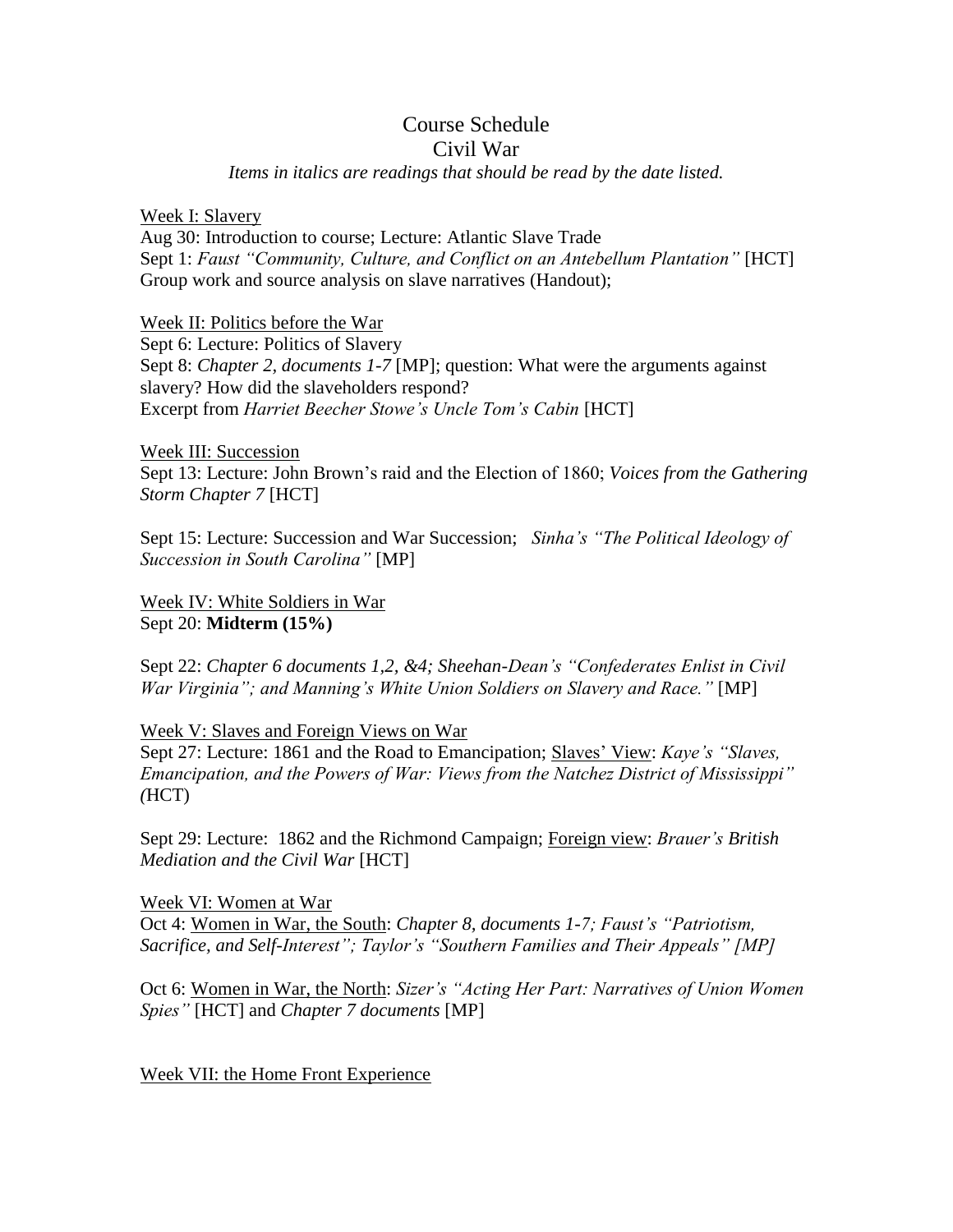# Course Schedule
# Civil War

*Items in italics are readings that should be read by the date listed.*

<u>Week I: Slavery</u>

Aug 30: Introduction to course; Lecture: Atlantic Slave Trade

Sept 1: *Faust "Community, Culture, and Conflict on an Antebellum Plantation"* [HCT]
Group work and source analysis on slave narratives (Handout);

<u>Week II: Politics before the War</u>

Sept 6: Lecture: Politics of Slavery

Sept 8: *Chapter 2, documents 1-7* [MP]; question: What were the arguments against slavery? How did the slaveholders respond?
Excerpt from *Harriet Beecher Stowe's Uncle Tom's Cabin* [HCT]

<u>Week III: Succession</u>

Sept 13: Lecture: John Brown's raid and the Election of 1860; *Voices from the Gathering Storm Chapter 7* [HCT]

Sept 15: Lecture: Succession and War Succession; *Sinha's "The Political Ideology of Succession in South Carolina"* [MP]

<u>Week IV: White Soldiers in War</u>

Sept 20: **Midterm (15%)**

Sept 22: *Chapter 6 documents 1,2, &4; Sheehan-Dean's "Confederates Enlist in Civil War Virginia"; and Manning's White Union Soldiers on Slavery and Race."* [MP]

<u>Week V: Slaves and Foreign Views on War</u>

Sept 27: Lecture: 1861 and the Road to Emancipation; <u>Slaves' View</u>: *Kaye's "Slaves, Emancipation, and the Powers of War: Views from the Natchez District of Mississippi" (*HCT)

Sept 29: Lecture: 1862 and the Richmond Campaign; <u>Foreign view</u>: *Brauer's British Mediation and the Civil War* [HCT]

<u>Week VI: Women at War</u>

Oct 4: <u>Women in War, the South</u>: *Chapter 8, documents 1-7; Faust's "Patriotism, Sacrifice, and Self-Interest"; Taylor's "Southern Families and Their Appeals" [MP]*

Oct 6: <u>Women in War, the North</u>: *Sizer's "Acting Her Part: Narratives of Union Women Spies"* [HCT] and *Chapter 7 documents* [MP]

<u>Week VII: the Home Front Experience</u>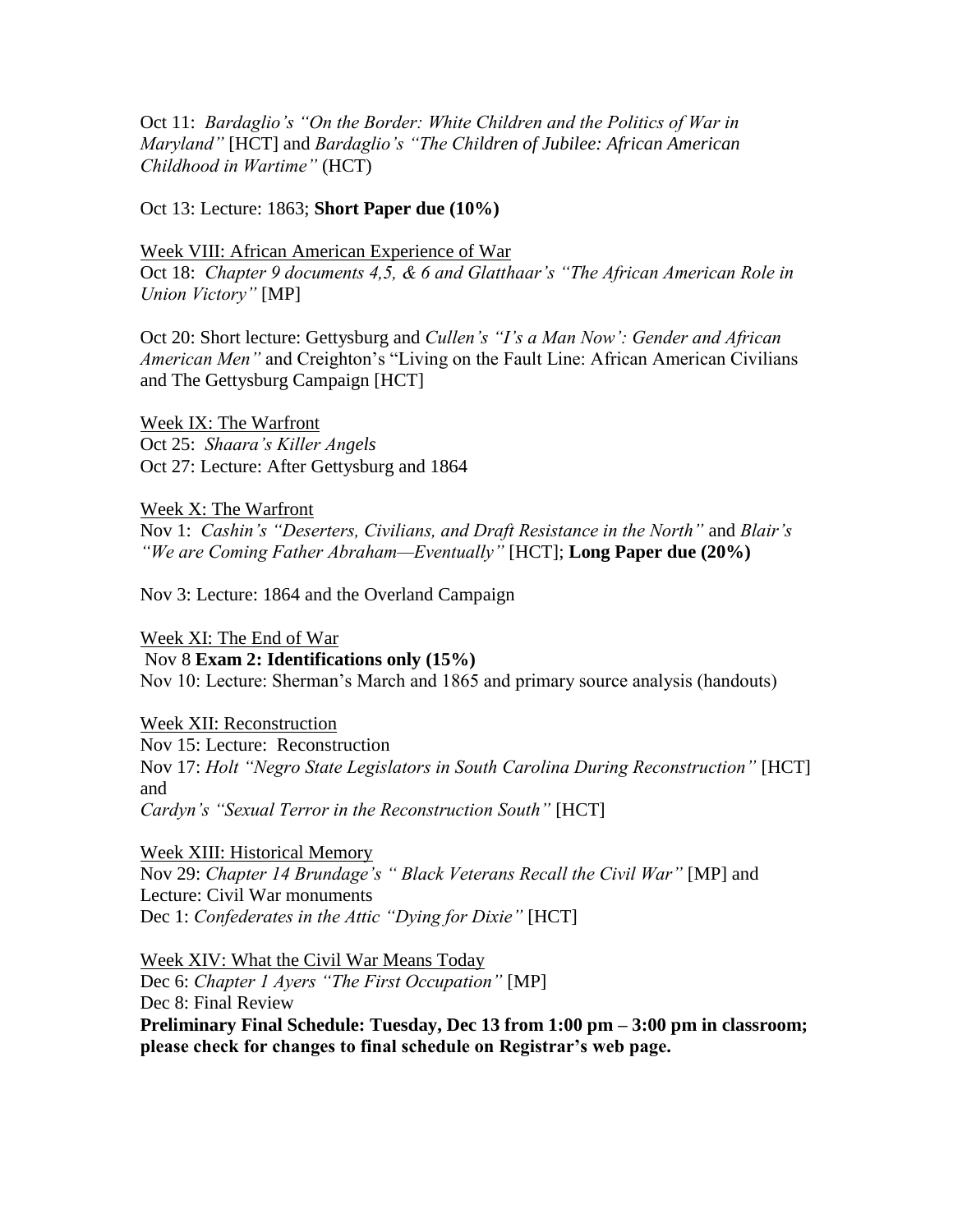Oct 11: *Bardaglio's "On the Border: White Children and the Politics of War in Maryland"* [HCT] and *Bardaglio's "The Children of Jubilee: African American Childhood in Wartime"* (HCT)

Oct 13: Lecture: 1863; **Short Paper due (10%)**

<u>Week VIII: African American Experience of War</u>
Oct 18: *Chapter 9 documents 4,5, & 6 and Glatthaar's "The African American Role in Union Victory"* [MP]

Oct 20: Short lecture: Gettysburg and *Cullen's "I's a Man Now': Gender and African American Men"* and Creighton's "Living on the Fault Line: African American Civilians and The Gettysburg Campaign [HCT]

<u>Week IX: The Warfront</u>
Oct 25: *Shaara's Killer Angels*
Oct 27: Lecture: After Gettysburg and 1864

<u>Week X: The Warfront</u>
Nov 1: *Cashin's "Deserters, Civilians, and Draft Resistance in the North"* and *Blair's "We are Coming Father Abraham—Eventually"* [HCT]; **Long Paper due (20%)**

Nov 3: Lecture: 1864 and the Overland Campaign

<u>Week XI: The End of War</u>
Nov 8 **Exam 2: Identifications only (15%)**
Nov 10: Lecture: Sherman's March and 1865 and primary source analysis (handouts)

<u>Week XII: Reconstruction</u>
Nov 15: Lecture: Reconstruction
Nov 17: *Holt "Negro State Legislators in South Carolina During Reconstruction"* [HCT] and
*Cardyn's "Sexual Terror in the Reconstruction South"* [HCT]

<u>Week XIII: Historical Memory</u>
Nov 29: *Chapter 14 Brundage's " Black Veterans Recall the Civil War"* [MP] and Lecture: Civil War monuments
Dec 1: *Confederates in the Attic "Dying for Dixie"* [HCT]

<u>Week XIV: What the Civil War Means Today</u>
Dec 6: *Chapter 1 Ayers "The First Occupation"* [MP]
Dec 8: Final Review
**Preliminary Final Schedule: Tuesday, Dec 13 from 1:00 pm – 3:00 pm in classroom; please check for changes to final schedule on Registrar's web page.**